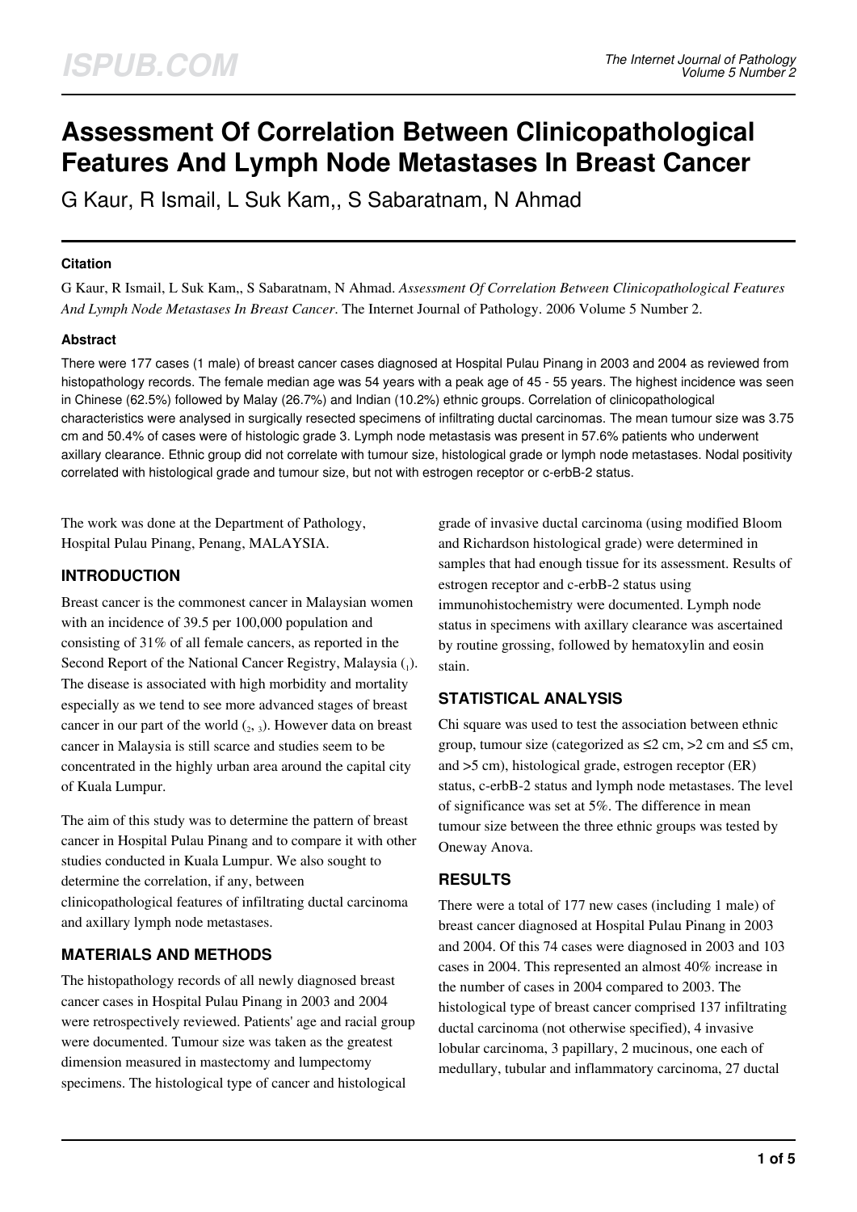# Assessment Of Correlation Between Clinicopathological Features And Lymph Node Metastases In Breast Cancer

G Kaur, R Ismail, L Suk Kam,, S Sabaratnam, N Ahmad

### Citation

G Kaur, R Ismail, L Suk Kam,, S Sabaratnam, N Ahmad. *Assessment Of Correlation Between Clinicopathological Features And Lymph Node Metastases In Breast Cancer*. The Internet Journal of Pathology. 2006 Volume 5 Number 2.

### Abstract

There were 177 cases (1 male) of breast cancer cases diagnosed at Hospital Pulau Pinang in 2003 and 2004 as reviewed from histopathology records. The female median age was 54 years with a peak age of 45 - 55 years. The highest incidence was seen in Chinese (62.5%) followed by Malay (26.7%) and Indian (10.2%) ethnic groups. Correlation of clinicopathological characteristics were analysed in surgically resected specimens of infiltrating ductal carcinomas. The mean tumour size was 3.75 cm and 50.4% of cases were of histologic grade 3. Lymph node metastasis was present in 57.6% patients who underwent axillary clearance. Ethnic group did not correlate with tumour size, histological grade or lymph node metastases. Nodal positivity correlated with histological grade and tumour size, but not with estrogen receptor or c-erbB-2 status.

The work was done at the Department of Pathology, Hospital Pulau Pinang, Penang, MALAYSIA.

## INTRODUCTION

Breast cancer is the commonest cancer in Malaysian women with an incidence of 39.5 per 100,000 population and consisting of 31% of all female cancers, as reported in the Second Report of the National Cancer Registry, Malaysia ([1]). The disease is associated with high morbidity and mortality especially as we tend to see more advanced stages of breast cancer in our part of the world ([2], [3]). However data on breast cancer in Malaysia is still scarce and studies seem to be concentrated in the highly urban area around the capital city of Kuala Lumpur.

The aim of this study was to determine the pattern of breast cancer in Hospital Pulau Pinang and to compare it with other studies conducted in Kuala Lumpur. We also sought to determine the correlation, if any, between clinicopathological features of infiltrating ductal carcinoma and axillary lymph node metastases.

## MATERIALS AND METHODS

The histopathology records of all newly diagnosed breast cancer cases in Hospital Pulau Pinang in 2003 and 2004 were retrospectively reviewed. Patients' age and racial group were documented. Tumour size was taken as the greatest dimension measured in mastectomy and lumpectomy specimens. The histological type of cancer and histological grade of invasive ductal carcinoma (using modified Bloom and Richardson histological grade) were determined in samples that had enough tissue for its assessment. Results of estrogen receptor and c-erbB-2 status using immunohistochemistry were documented. Lymph node status in specimens with axillary clearance was ascertained by routine grossing, followed by hematoxylin and eosin stain.

## STATISTICAL ANALYSIS

Chi square was used to test the association between ethnic group, tumour size (categorized as ≤2 cm, >2 cm and ≤5 cm, and >5 cm), histological grade, estrogen receptor (ER) status, c-erbB-2 status and lymph node metastases. The level of significance was set at 5%. The difference in mean tumour size between the three ethnic groups was tested by Oneway Anova.

## RESULTS

There were a total of 177 new cases (including 1 male) of breast cancer diagnosed at Hospital Pulau Pinang in 2003 and 2004. Of this 74 cases were diagnosed in 2003 and 103 cases in 2004. This represented an almost 40% increase in the number of cases in 2004 compared to 2003. The histological type of breast cancer comprised 137 infiltrating ductal carcinoma (not otherwise specified), 4 invasive lobular carcinoma, 3 papillary, 2 mucinous, one each of medullary, tubular and inflammatory carcinoma, 27 ductal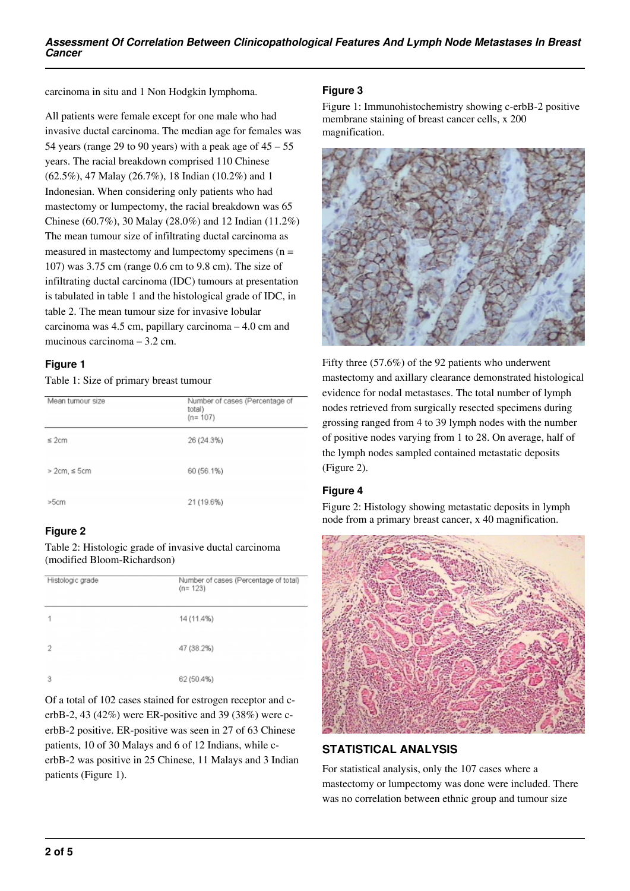carcinoma in situ and 1 Non Hodgkin lymphoma.

All patients were female except for one male who had invasive ductal carcinoma. The median age for females was 54 years (range 29 to 90 years) with a peak age of 45 – 55 years. The racial breakdown comprised 110 Chinese (62.5%), 47 Malay (26.7%), 18 Indian (10.2%) and 1 Indonesian. When considering only patients who had mastectomy or lumpectomy, the racial breakdown was 65 Chinese (60.7%), 30 Malay (28.0%) and 12 Indian (11.2%) The mean tumour size of infiltrating ductal carcinoma as measured in mastectomy and lumpectomy specimens (n = 107) was 3.75 cm (range 0.6 cm to 9.8 cm). The size of infiltrating ductal carcinoma (IDC) tumours at presentation is tabulated in table 1 and the histological grade of IDC, in table 2. The mean tumour size for invasive lobular carcinoma was 4.5 cm, papillary carcinoma – 4.0 cm and mucinous carcinoma – 3.2 cm.

### Figure 1

Table 1: Size of primary breast tumour

| Mean tumour size | Number of cases (Percentage of total) (n= 107) |
|---|---|
| ≤ 2cm | 26 (24.3%) |
| > 2cm, ≤ 5cm | 60 (56.1%) |
| >5cm | 21 (19.6%) |

### Figure 2

Table 2: Histologic grade of invasive ductal carcinoma (modified Bloom-Richardson)

| Histologic grade | Number of cases (Percentage of total) (n= 123) |
|---|---|
| 1 | 14 (11.4%) |
| 2 | 47 (38.2%) |
| 3 | 62 (50.4%) |

Of a total of 102 cases stained for estrogen receptor and c-erbB-2, 43 (42%) were ER-positive and 39 (38%) were c-erbB-2 positive. ER-positive was seen in 27 of 63 Chinese patients, 10 of 30 Malays and 6 of 12 Indians, while c-erbB-2 was positive in 25 Chinese, 11 Malays and 3 Indian patients (Figure 1).

### Figure 3

Figure 1: Immunohistochemistry showing c-erbB-2 positive membrane staining of breast cancer cells, x 200 magnification.

Fifty three (57.6%) of the 92 patients who underwent mastectomy and axillary clearance demonstrated histological evidence for nodal metastases. The total number of lymph nodes retrieved from surgically resected specimens during grossing ranged from 4 to 39 lymph nodes with the number of positive nodes varying from 1 to 28. On average, half of the lymph nodes sampled contained metastatic deposits (Figure 2).

### Figure 4

Figure 2: Histology showing metastatic deposits in lymph node from a primary breast cancer, x 40 magnification.

## STATISTICAL ANALYSIS

For statistical analysis, only the 107 cases where a mastectomy or lumpectomy was done were included. There was no correlation between ethnic group and tumour size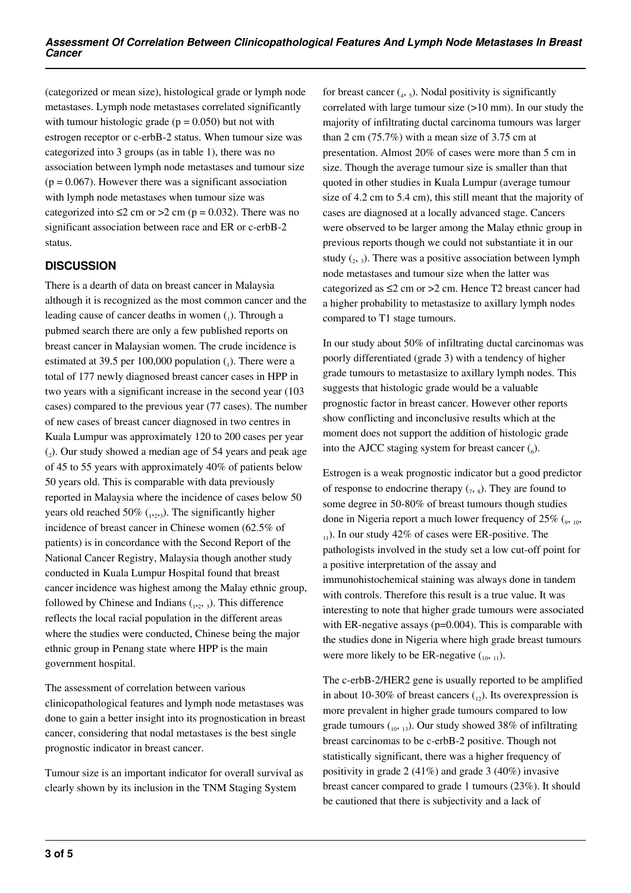(categorized or mean size), histological grade or lymph node metastases. Lymph node metastases correlated significantly with tumour histologic grade ($p = 0.050$) but not with estrogen receptor or c-erbB-2 status. When tumour size was categorized into 3 groups (as in table 1), there was no association between lymph node metastases and tumour size ($p = 0.067$). However there was a significant association with lymph node metastases when tumour size was categorized into ≤2 cm or >2 cm ($p = 0.032$). There was no significant association between race and ER or c-erbB-2 status.

## DISCUSSION

There is a dearth of data on breast cancer in Malaysia although it is recognized as the most common cancer and the leading cause of cancer deaths in women (1). Through a pubmed search there are only a few published reports on breast cancer in Malaysian women. The crude incidence is estimated at 39.5 per 100,000 population (1). There were a total of 177 newly diagnosed breast cancer cases in HPP in two years with a significant increase in the second year (103 cases) compared to the previous year (77 cases). The number of new cases of breast cancer diagnosed in two centres in Kuala Lumpur was approximately 120 to 200 cases per year (2). Our study showed a median age of 54 years and peak age of 45 to 55 years with approximately 40% of patients below 50 years old. This is comparable with data previously reported in Malaysia where the incidence of cases below 50 years old reached 50% (1,2,3). The significantly higher incidence of breast cancer in Chinese women (62.5% of patients) is in concordance with the Second Report of the National Cancer Registry, Malaysia though another study conducted in Kuala Lumpur Hospital found that breast cancer incidence was highest among the Malay ethnic group, followed by Chinese and Indians (1,2, 3). This difference reflects the local racial population in the different areas where the studies were conducted, Chinese being the major ethnic group in Penang state where HPP is the main government hospital.

The assessment of correlation between various clinicopathological features and lymph node metastases was done to gain a better insight into its prognostication in breast cancer, considering that nodal metastases is the best single prognostic indicator in breast cancer.

Tumour size is an important indicator for overall survival as clearly shown by its inclusion in the TNM Staging System for breast cancer (4, 5). Nodal positivity is significantly correlated with large tumour size (>10 mm). In our study the majority of infiltrating ductal carcinoma tumours was larger than 2 cm (75.7%) with a mean size of 3.75 cm at presentation. Almost 20% of cases were more than 5 cm in size. Though the average tumour size is smaller than that quoted in other studies in Kuala Lumpur (average tumour size of 4.2 cm to 5.4 cm), this still meant that the majority of cases are diagnosed at a locally advanced stage. Cancers were observed to be larger among the Malay ethnic group in previous reports though we could not substantiate it in our study (2, 3). There was a positive association between lymph node metastases and tumour size when the latter was categorized as ≤2 cm or >2 cm. Hence T2 breast cancer had a higher probability to metastasize to axillary lymph nodes compared to T1 stage tumours.

In our study about 50% of infiltrating ductal carcinomas was poorly differentiated (grade 3) with a tendency of higher grade tumours to metastasize to axillary lymph nodes. This suggests that histologic grade would be a valuable prognostic factor in breast cancer. However other reports show conflicting and inconclusive results which at the moment does not support the addition of histologic grade into the AJCC staging system for breast cancer (6).

Estrogen is a weak prognostic indicator but a good predictor of response to endocrine therapy (7, 8). They are found to some degree in 50-80% of breast tumours though studies done in Nigeria report a much lower frequency of 25% (9, 10, 11). In our study 42% of cases were ER-positive. The pathologists involved in the study set a low cut-off point for a positive interpretation of the assay and immunohistochemical staining was always done in tandem with controls. Therefore this result is a true value. It was interesting to note that higher grade tumours were associated with ER-negative assays ($p=0.004$). This is comparable with the studies done in Nigeria where high grade breast tumours were more likely to be ER-negative (10, 11).

The c-erbB-2/HER2 gene is usually reported to be amplified in about 10-30% of breast cancers (12). Its overexpression is more prevalent in higher grade tumours compared to low grade tumours (10, 13). Our study showed 38% of infiltrating breast carcinomas to be c-erbB-2 positive. Though not statistically significant, there was a higher frequency of positivity in grade 2 (41%) and grade 3 (40%) invasive breast cancer compared to grade 1 tumours (23%). It should be cautioned that there is subjectivity and a lack of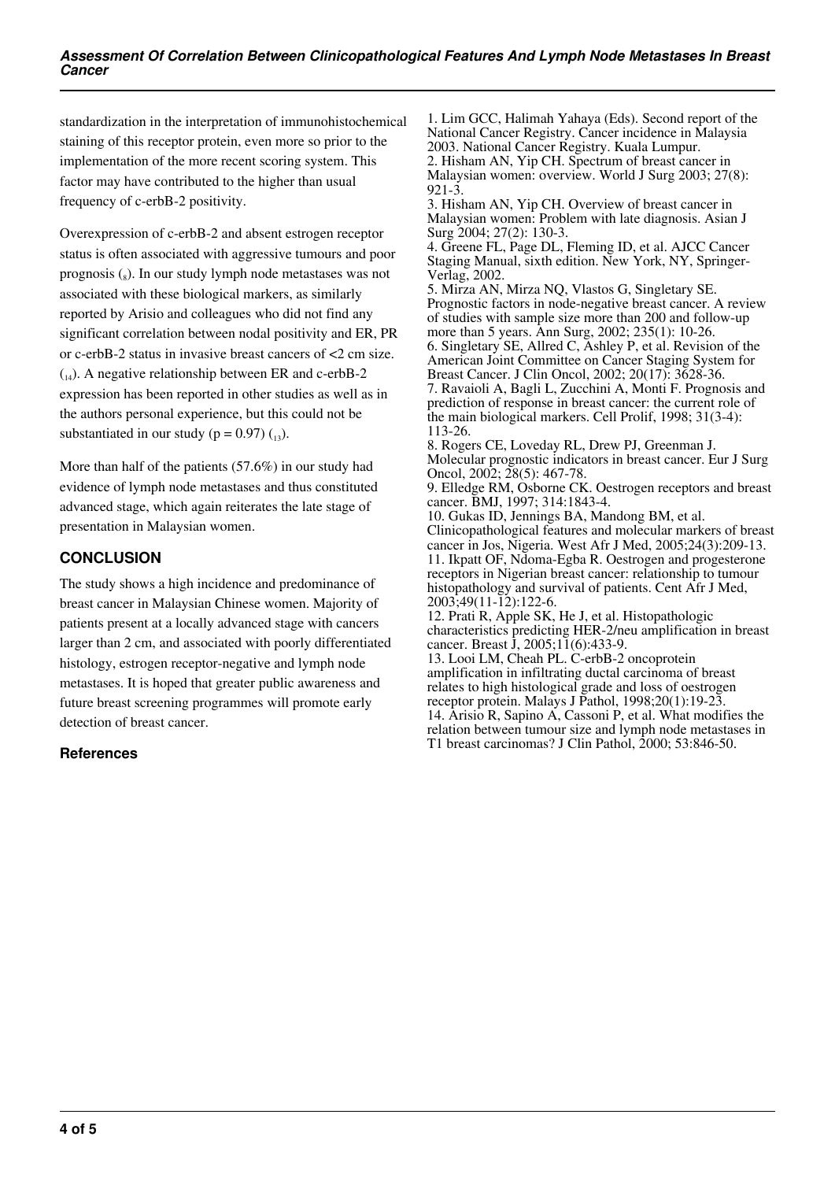standardization in the interpretation of immunohistochemical staining of this receptor protein, even more so prior to the implementation of the more recent scoring system. This factor may have contributed to the higher than usual frequency of c-erbB-2 positivity.

Overexpression of c-erbB-2 and absent estrogen receptor status is often associated with aggressive tumours and poor prognosis (8). In our study lymph node metastases was not associated with these biological markers, as similarly reported by Arisio and colleagues who did not find any significant correlation between nodal positivity and ER, PR or c-erbB-2 status in invasive breast cancers of <2 cm size. (14). A negative relationship between ER and c-erbB-2 expression has been reported in other studies as well as in the authors personal experience, but this could not be substantiated in our study ($p = 0.97$) (13).

More than half of the patients (57.6%) in our study had evidence of lymph node metastases and thus constituted advanced stage, which again reiterates the late stage of presentation in Malaysian women.

## CONCLUSION

The study shows a high incidence and predominance of breast cancer in Malaysian Chinese women. Majority of patients present at a locally advanced stage with cancers larger than 2 cm, and associated with poorly differentiated histology, estrogen receptor-negative and lymph node metastases. It is hoped that greater public awareness and future breast screening programmes will promote early detection of breast cancer.

### References

1. Lim GCC, Halimah Yahaya (Eds). Second report of the National Cancer Registry. Cancer incidence in Malaysia 2003. National Cancer Registry. Kuala Lumpur.
2. Hisham AN, Yip CH. Spectrum of breast cancer in Malaysian women: overview. World J Surg 2003; 27(8): 921-3.
3. Hisham AN, Yip CH. Overview of breast cancer in Malaysian women: Problem with late diagnosis. Asian J Surg 2004; 27(2): 130-3.
4. Greene FL, Page DL, Fleming ID, et al. AJCC Cancer Staging Manual, sixth edition. New York, NY, Springer-Verlag, 2002.
5. Mirza AN, Mirza NQ, Vlastos G, Singletary SE. Prognostic factors in node-negative breast cancer. A review of studies with sample size more than 200 and follow-up more than 5 years. Ann Surg, 2002; 235(1): 10-26.
6. Singletary SE, Allred C, Ashley P, et al. Revision of the American Joint Committee on Cancer Staging System for Breast Cancer. J Clin Oncol, 2002; 20(17): 3628-36.
7. Ravaioli A, Bagli L, Zucchini A, Monti F. Prognosis and prediction of response in breast cancer: the current role of the main biological markers. Cell Prolif, 1998; 31(3-4): 113-26.
8. Rogers CE, Loveday RL, Drew PJ, Greenman J. Molecular prognostic indicators in breast cancer. Eur J Surg Oncol, 2002; 28(5): 467-78.
9. Elledge RM, Osborne CK. Oestrogen receptors and breast cancer. BMJ, 1997; 314:1843-4.
10. Gukas ID, Jennings BA, Mandong BM, et al. Clinicopathological features and molecular markers of breast cancer in Jos, Nigeria. West Afr J Med, 2005;24(3):209-13.
11. Ikpatt OF, Ndoma-Egba R. Oestrogen and progesterone receptors in Nigerian breast cancer: relationship to tumour histopathology and survival of patients. Cent Afr J Med, 2003;49(11-12):122-6.
12. Prati R, Apple SK, He J, et al. Histopathologic characteristics predicting HER-2/neu amplification in breast cancer. Breast J, 2005;11(6):433-9.
13. Looi LM, Cheah PL. C-erbB-2 oncoprotein amplification in infiltrating ductal carcinoma of breast relates to high histological grade and loss of oestrogen receptor protein. Malays J Pathol, 1998;20(1):19-23.
14. Arisio R, Sapino A, Cassoni P, et al. What modifies the relation between tumour size and lymph node metastases in T1 breast carcinomas? J Clin Pathol, 2000; 53:846-50.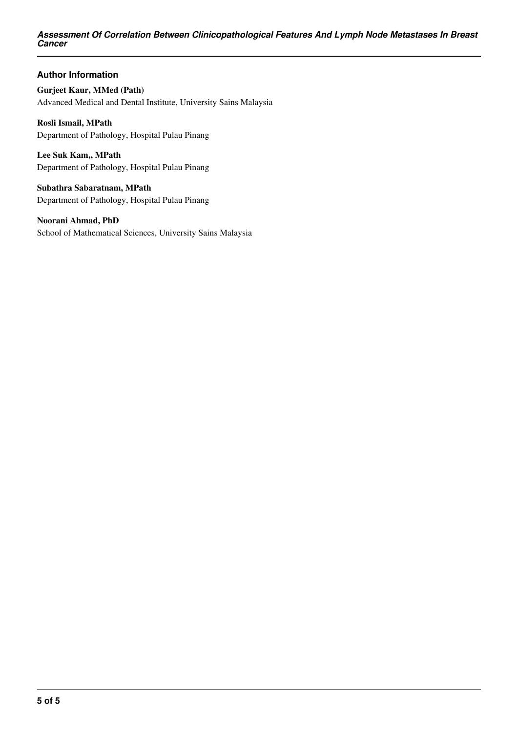## Author Information

**Gurjeet Kaur, MMed (Path)**
Advanced Medical and Dental Institute, University Sains Malaysia

**Rosli Ismail, MPath**
Department of Pathology, Hospital Pulau Pinang

**Lee Suk Kam,, MPath**
Department of Pathology, Hospital Pulau Pinang

**Subathra Sabaratnam, MPath**
Department of Pathology, Hospital Pulau Pinang

**Noorani Ahmad, PhD**
School of Mathematical Sciences, University Sains Malaysia